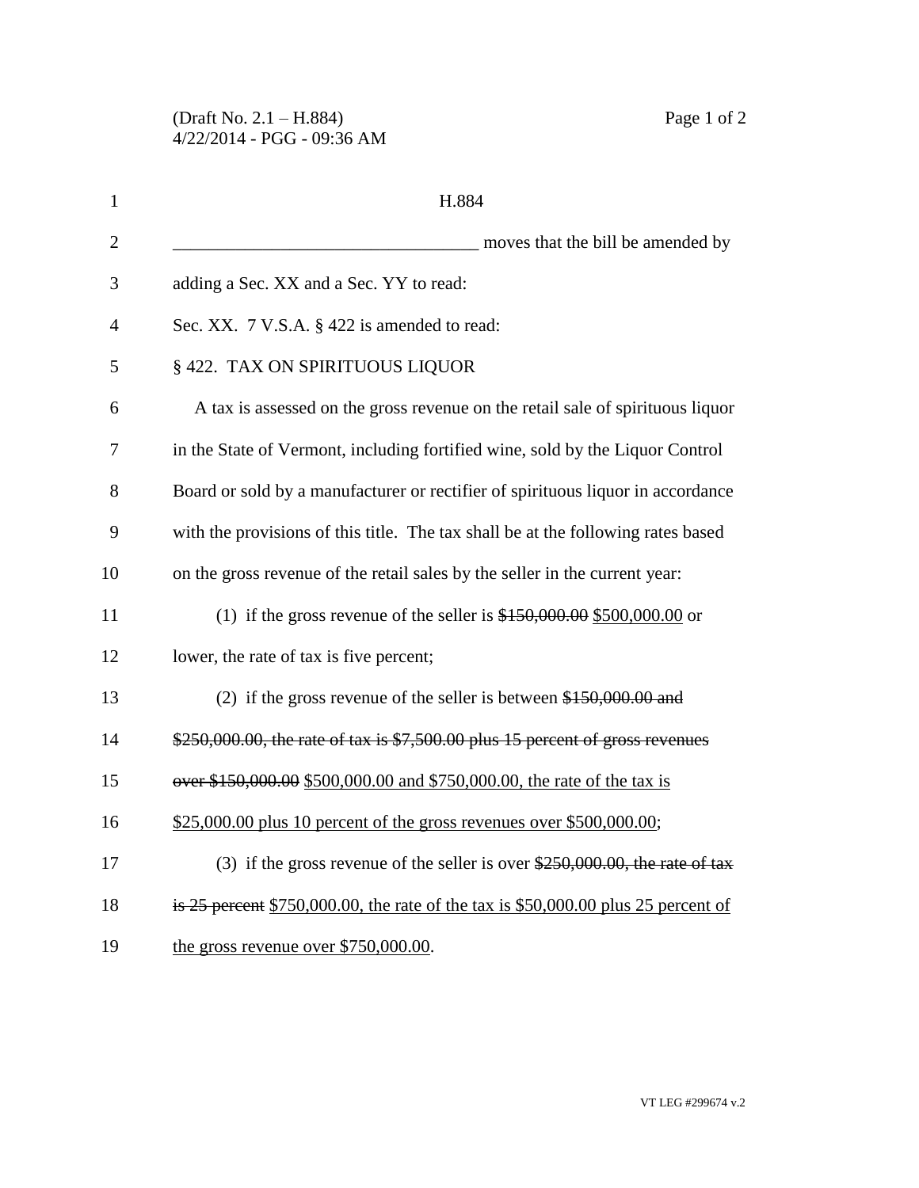H.884

__________________________________ moves that the bill be amended by adding a Sec. XX and a Sec. YY to read:

Sec. XX. 7 V.S.A. § 422 is amended to read:

§ 422. TAX ON SPIRITUOUS LIQUOR

A tax is assessed on the gross revenue on the retail sale of spirituous liquor in the State of Vermont, including fortified wine, sold by the Liquor Control Board or sold by a manufacturer or rectifier of spirituous liquor in accordance with the provisions of this title. The tax shall be at the following rates based on the gross revenue of the retail sales by the seller in the current year:

(1) if the gross revenue of the seller is ~~$150,000.00~~ <u>$500,000.00</u> or lower, the rate of tax is five percent;

(2) if the gross revenue of the seller is between ~~$150,000.00 and $250,000.00, the rate of tax is $7,500.00 plus 15 percent of gross revenues over $150,000.00~~ <u>$500,000.00 and $750,000.00, the rate of the tax is $25,000.00 plus 10 percent of the gross revenues over $500,000.00</u>;

(3) if the gross revenue of the seller is over ~~$250,000.00, the rate of tax is 25 percent~~ <u>$750,000.00, the rate of the tax is $50,000.00 plus 25 percent of the gross revenue over $750,000.00</u>.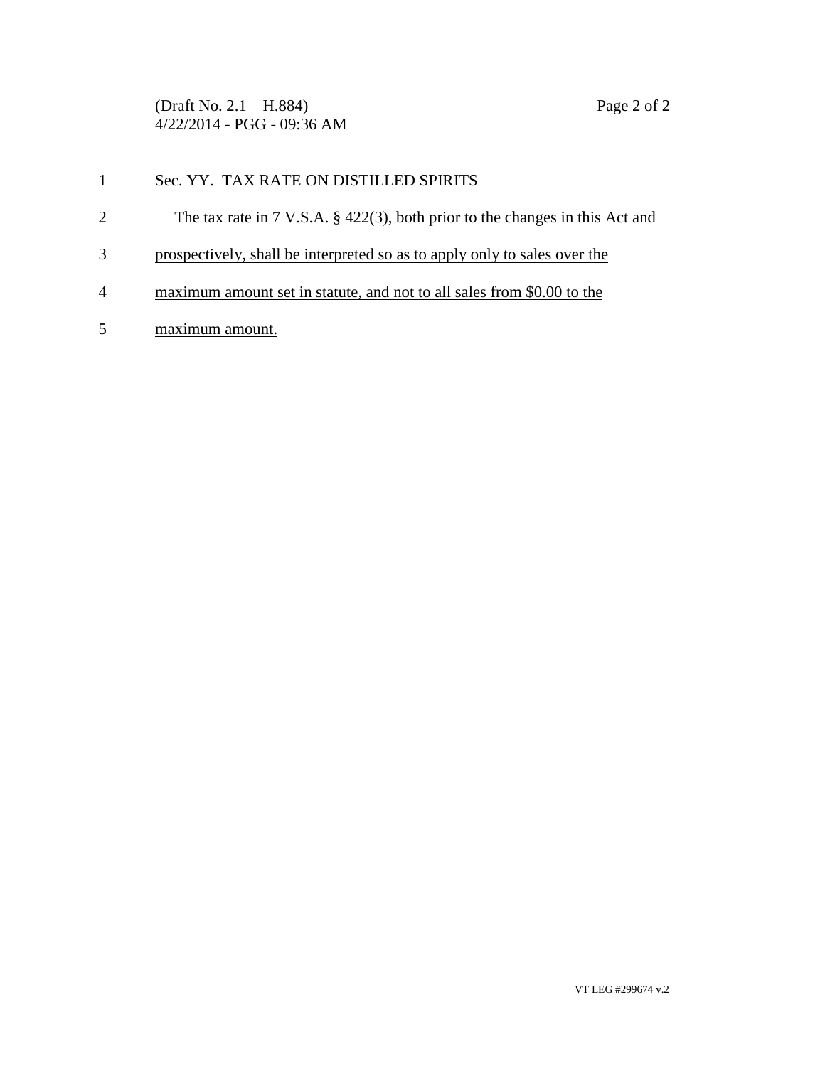Sec. YY. TAX RATE ON DISTILLED SPIRITS

The tax rate in 7 V.S.A. § 422(3), both prior to the changes in this Act and prospectively, shall be interpreted so as to apply only to sales over the maximum amount set in statute, and not to all sales from $0.00 to the maximum amount.